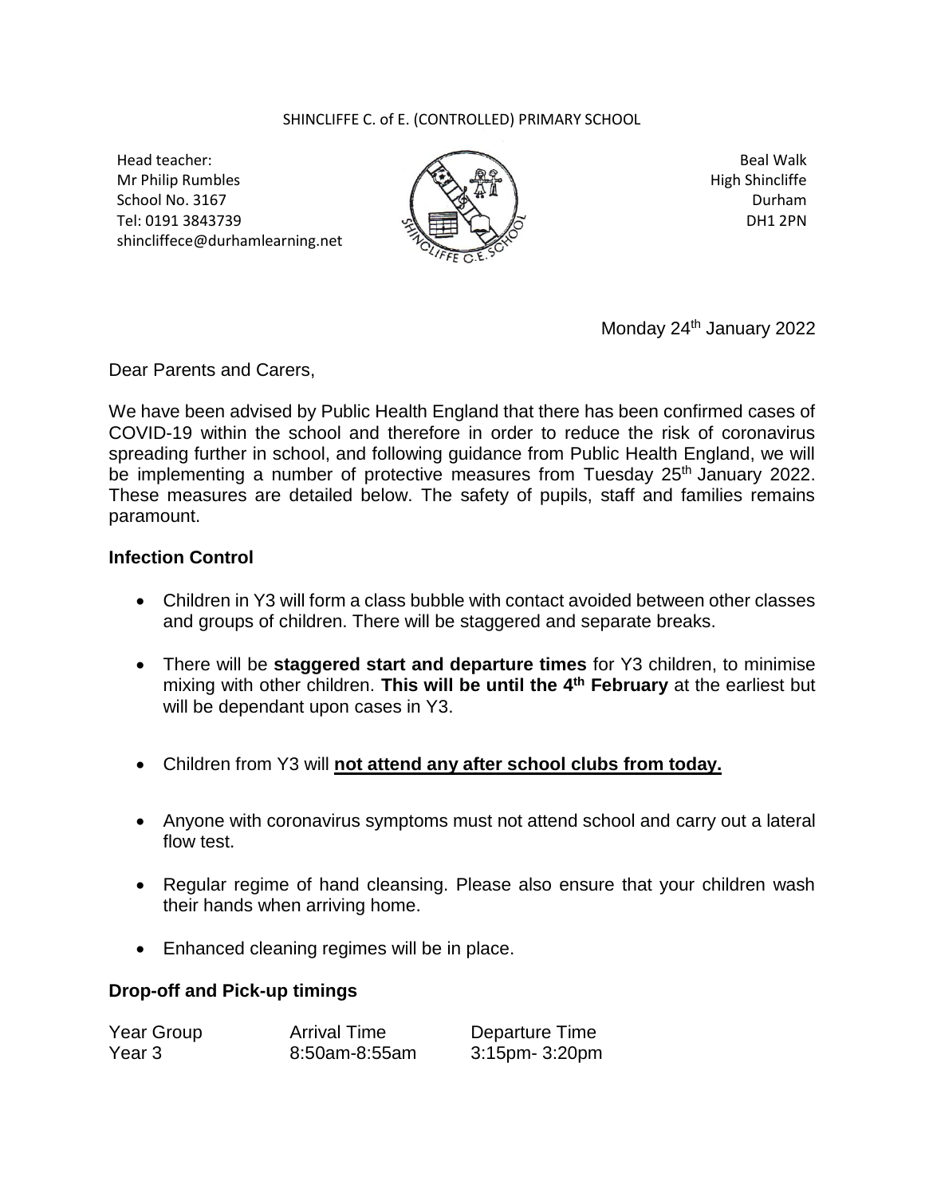SHINCLIFFE C. of E. (CONTROLLED) PRIMARY SCHOOL

Head teacher:
Mr Philip Rumbles
School No. 3167
Tel: 0191 3843739
shincliffece@durhamlearning.net

Beal Walk
High Shincliffe
Durham
DH1 2PN

Monday 24th January 2022

Dear Parents and Carers,

We have been advised by Public Health England that there has been confirmed cases of COVID-19 within the school and therefore in order to reduce the risk of coronavirus spreading further in school, and following guidance from Public Health England, we will be implementing a number of protective measures from Tuesday 25th January 2022. These measures are detailed below. The safety of pupils, staff and families remains paramount.

**Infection Control**

- Children in Y3 will form a class bubble with contact avoided between other classes and groups of children. There will be staggered and separate breaks.
- There will be **staggered start and departure times** for Y3 children, to minimise mixing with other children. **This will be until the 4th February** at the earliest but will be dependant upon cases in Y3.
- Children from Y3 will **not attend any after school clubs from today.**
- Anyone with coronavirus symptoms must not attend school and carry out a lateral flow test.
- Regular regime of hand cleansing. Please also ensure that your children wash their hands when arriving home.
- Enhanced cleaning regimes will be in place.

**Drop-off and Pick-up timings**

| Year Group | Arrival Time | Departure Time |
| --- | --- | --- |
| Year 3 | 8:50am-8:55am | 3:15pm- 3:20pm |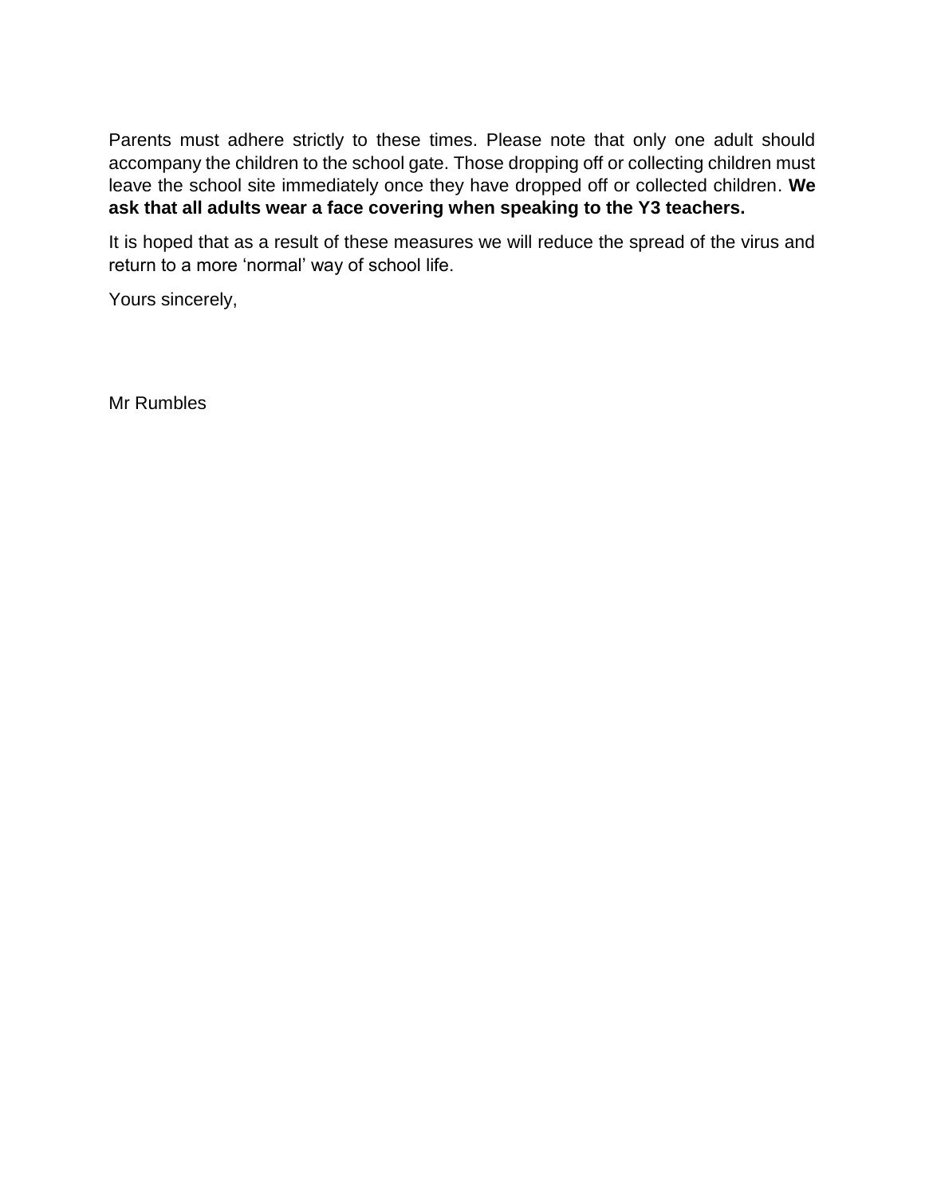Parents must adhere strictly to these times. Please note that only one adult should accompany the children to the school gate. Those dropping off or collecting children must leave the school site immediately once they have dropped off or collected children. **We ask that all adults wear a face covering when speaking to the Y3 teachers.**

It is hoped that as a result of these measures we will reduce the spread of the virus and return to a more 'normal' way of school life.

Yours sincerely,

Mr Rumbles